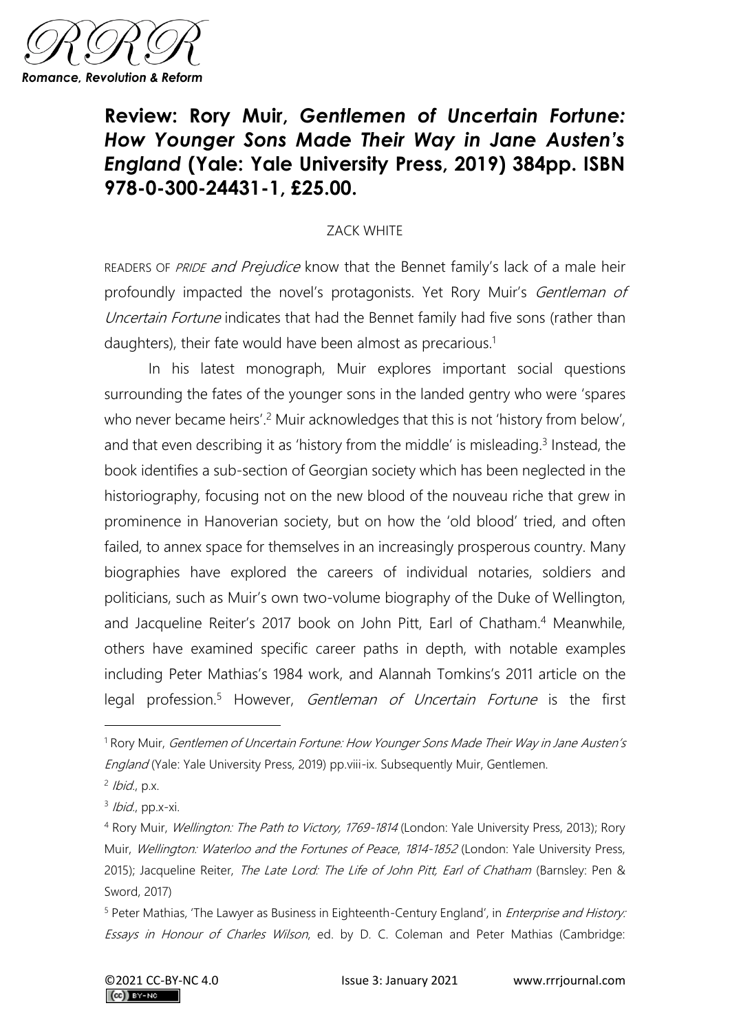# Review: Rory Muir, *Gentlemen of Uncertain Fortune: How Younger Sons Made Their Way in Jane Austen's England* (Yale: Yale University Press, 2019) 384pp. ISBN 978-0-300-24431-1, £25.00.

ZACK WHITE

READERS OF *PRIDE and Prejudice* know that the Bennet family's lack of a male heir profoundly impacted the novel's protagonists. Yet Rory Muir's *Gentleman of Uncertain Fortune* indicates that had the Bennet family had five sons (rather than daughters), their fate would have been almost as precarious.[1]

In his latest monograph, Muir explores important social questions surrounding the fates of the younger sons in the landed gentry who were 'spares who never became heirs'.[2] Muir acknowledges that this is not 'history from below', and that even describing it as 'history from the middle' is misleading.[3] Instead, the book identifies a sub-section of Georgian society which has been neglected in the historiography, focusing not on the new blood of the nouveau riche that grew in prominence in Hanoverian society, but on how the 'old blood' tried, and often failed, to annex space for themselves in an increasingly prosperous country. Many biographies have explored the careers of individual notaries, soldiers and politicians, such as Muir's own two-volume biography of the Duke of Wellington, and Jacqueline Reiter's 2017 book on John Pitt, Earl of Chatham.[4] Meanwhile, others have examined specific career paths in depth, with notable examples including Peter Mathias's 1984 work, and Alannah Tomkins's 2011 article on the legal profession.[5] However, *Gentleman of Uncertain Fortune* is the first

---

[1] Rory Muir, *Gentlemen of Uncertain Fortune: How Younger Sons Made Their Way in Jane Austen's England* (Yale: Yale University Press, 2019) pp.viii-ix. Subsequently Muir, Gentlemen.

[2] *Ibid.*, p.x.

[3] *Ibid.*, pp.x-xi.

[4] Rory Muir, *Wellington: The Path to Victory, 1769-1814* (London: Yale University Press, 2013); Rory Muir, *Wellington: Waterloo and the Fortunes of Peace, 1814-1852* (London: Yale University Press, 2015); Jacqueline Reiter, *The Late Lord: The Life of John Pitt, Earl of Chatham* (Barnsley: Pen & Sword, 2017)

[5] Peter Mathias, 'The Lawyer as Business in Eighteenth-Century England', in *Enterprise and History: Essays in Honour of Charles Wilson*, ed. by D. C. Coleman and Peter Mathias (Cambridge: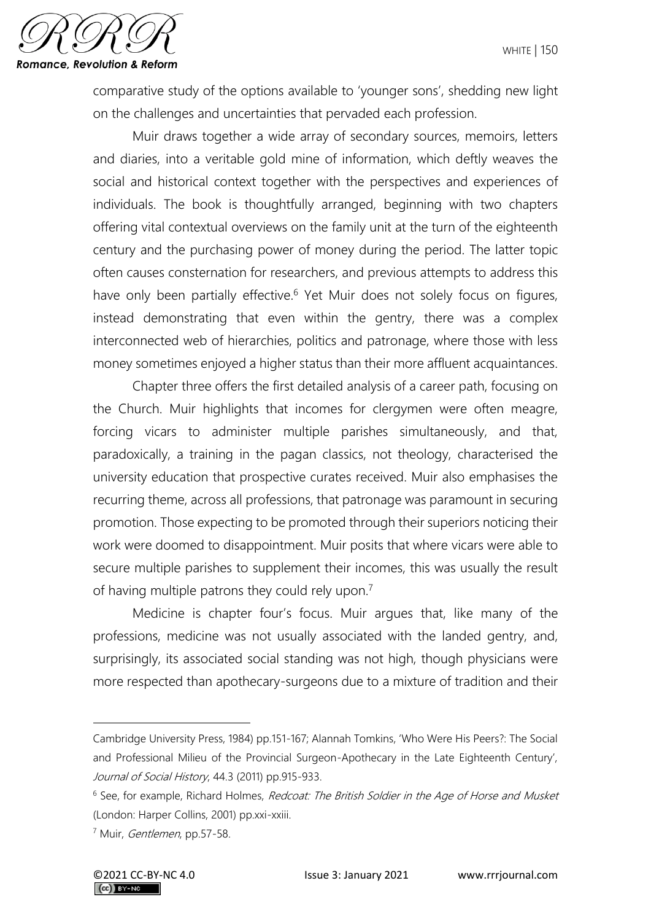comparative study of the options available to 'younger sons', shedding new light on the challenges and uncertainties that pervaded each profession.

Muir draws together a wide array of secondary sources, memoirs, letters and diaries, into a veritable gold mine of information, which deftly weaves the social and historical context together with the perspectives and experiences of individuals. The book is thoughtfully arranged, beginning with two chapters offering vital contextual overviews on the family unit at the turn of the eighteenth century and the purchasing power of money during the period. The latter topic often causes consternation for researchers, and previous attempts to address this have only been partially effective.[6] Yet Muir does not solely focus on figures, instead demonstrating that even within the gentry, there was a complex interconnected web of hierarchies, politics and patronage, where those with less money sometimes enjoyed a higher status than their more affluent acquaintances.

Chapter three offers the first detailed analysis of a career path, focusing on the Church. Muir highlights that incomes for clergymen were often meagre, forcing vicars to administer multiple parishes simultaneously, and that, paradoxically, a training in the pagan classics, not theology, characterised the university education that prospective curates received. Muir also emphasises the recurring theme, across all professions, that patronage was paramount in securing promotion. Those expecting to be promoted through their superiors noticing their work were doomed to disappointment. Muir posits that where vicars were able to secure multiple parishes to supplement their incomes, this was usually the result of having multiple patrons they could rely upon.[7]

Medicine is chapter four's focus. Muir argues that, like many of the professions, medicine was not usually associated with the landed gentry, and, surprisingly, its associated social standing was not high, though physicians were more respected than apothecary-surgeons due to a mixture of tradition and their

---

Cambridge University Press, 1984) pp.151-167; Alannah Tomkins, 'Who Were His Peers?: The Social and Professional Milieu of the Provincial Surgeon-Apothecary in the Late Eighteenth Century', *Journal of Social History*, 44.3 (2011) pp.915-933.

[6] See, for example, Richard Holmes, *Redcoat: The British Soldier in the Age of Horse and Musket* (London: Harper Collins, 2001) pp.xxi-xxiii.

[7] Muir, *Gentlemen*, pp.57-58.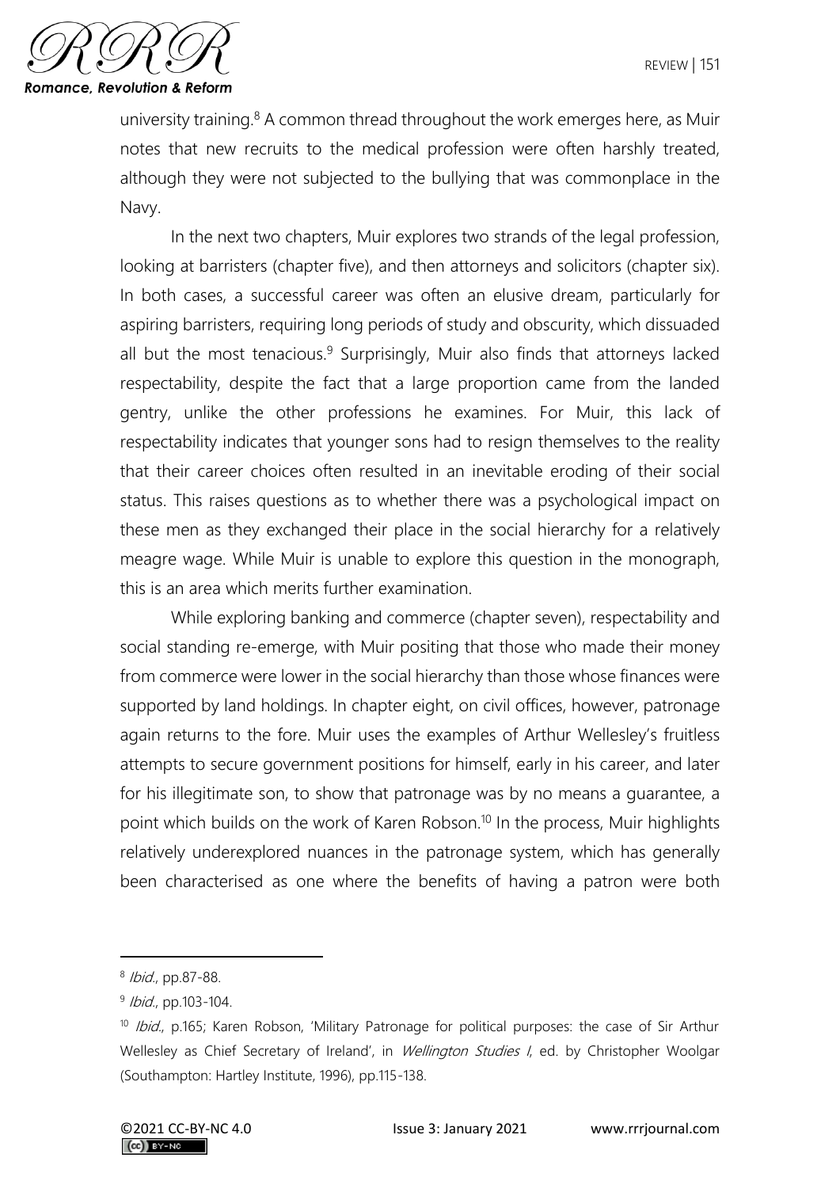university training.[8] A common thread throughout the work emerges here, as Muir notes that new recruits to the medical profession were often harshly treated, although they were not subjected to the bullying that was commonplace in the Navy.

In the next two chapters, Muir explores two strands of the legal profession, looking at barristers (chapter five), and then attorneys and solicitors (chapter six). In both cases, a successful career was often an elusive dream, particularly for aspiring barristers, requiring long periods of study and obscurity, which dissuaded all but the most tenacious.[9] Surprisingly, Muir also finds that attorneys lacked respectability, despite the fact that a large proportion came from the landed gentry, unlike the other professions he examines. For Muir, this lack of respectability indicates that younger sons had to resign themselves to the reality that their career choices often resulted in an inevitable eroding of their social status. This raises questions as to whether there was a psychological impact on these men as they exchanged their place in the social hierarchy for a relatively meagre wage. While Muir is unable to explore this question in the monograph, this is an area which merits further examination.

While exploring banking and commerce (chapter seven), respectability and social standing re-emerge, with Muir positing that those who made their money from commerce were lower in the social hierarchy than those whose finances were supported by land holdings. In chapter eight, on civil offices, however, patronage again returns to the fore. Muir uses the examples of Arthur Wellesley's fruitless attempts to secure government positions for himself, early in his career, and later for his illegitimate son, to show that patronage was by no means a guarantee, a point which builds on the work of Karen Robson.[10] In the process, Muir highlights relatively underexplored nuances in the patronage system, which has generally been characterised as one where the benefits of having a patron were both

---

[8] *Ibid.*, pp.87-88.

[9] *Ibid.*, pp.103-104.

[10] *Ibid.*, p.165; Karen Robson, 'Military Patronage for political purposes: the case of Sir Arthur Wellesley as Chief Secretary of Ireland', in *Wellington Studies I*, ed. by Christopher Woolgar (Southampton: Hartley Institute, 1996), pp.115-138.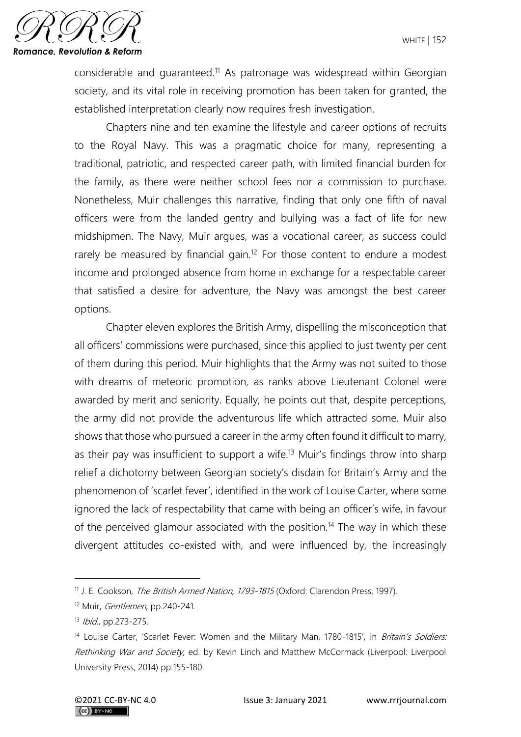considerable and guaranteed.[11] As patronage was widespread within Georgian society, and its vital role in receiving promotion has been taken for granted, the established interpretation clearly now requires fresh investigation.

Chapters nine and ten examine the lifestyle and career options of recruits to the Royal Navy. This was a pragmatic choice for many, representing a traditional, patriotic, and respected career path, with limited financial burden for the family, as there were neither school fees nor a commission to purchase. Nonetheless, Muir challenges this narrative, finding that only one fifth of naval officers were from the landed gentry and bullying was a fact of life for new midshipmen. The Navy, Muir argues, was a vocational career, as success could rarely be measured by financial gain.[12] For those content to endure a modest income and prolonged absence from home in exchange for a respectable career that satisfied a desire for adventure, the Navy was amongst the best career options.

Chapter eleven explores the British Army, dispelling the misconception that all officers' commissions were purchased, since this applied to just twenty per cent of them during this period. Muir highlights that the Army was not suited to those with dreams of meteoric promotion, as ranks above Lieutenant Colonel were awarded by merit and seniority. Equally, he points out that, despite perceptions, the army did not provide the adventurous life which attracted some. Muir also shows that those who pursued a career in the army often found it difficult to marry, as their pay was insufficient to support a wife.[13] Muir's findings throw into sharp relief a dichotomy between Georgian society's disdain for Britain's Army and the phenomenon of 'scarlet fever', identified in the work of Louise Carter, where some ignored the lack of respectability that came with being an officer's wife, in favour of the perceived glamour associated with the position.[14] The way in which these divergent attitudes co-existed with, and were influenced by, the increasingly

---

[11] J. E. Cookson, *The British Armed Nation, 1793-1815* (Oxford: Clarendon Press, 1997).

[12] Muir, *Gentlemen*, pp.240-241.

[13] *Ibid.*, pp.273-275.

[14] Louise Carter, 'Scarlet Fever: Women and the Military Man, 1780-1815', in *Britain's Soldiers: Rethinking War and Society*, ed. by Kevin Linch and Matthew McCormack (Liverpool: Liverpool University Press, 2014) pp.155-180.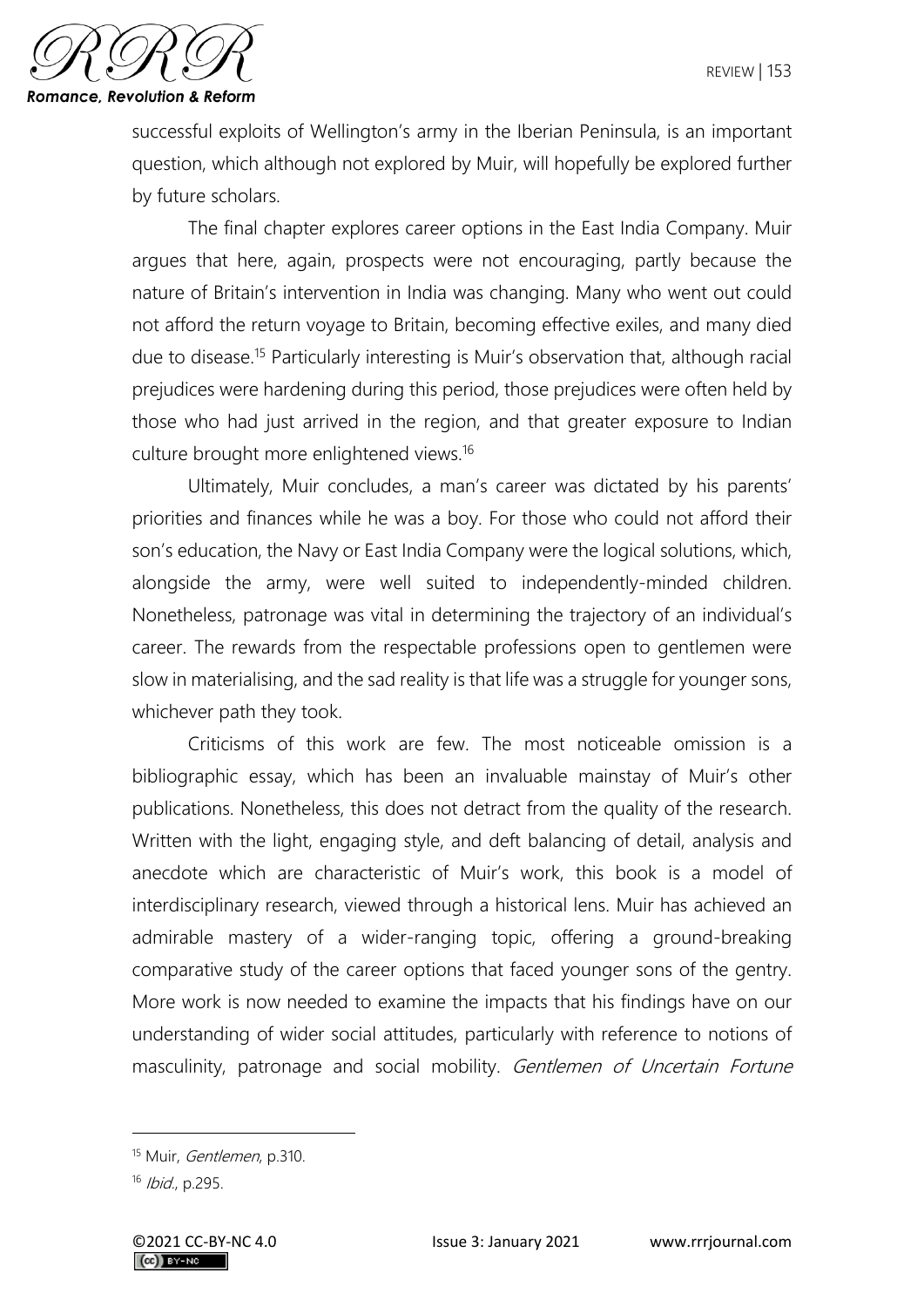successful exploits of Wellington's army in the Iberian Peninsula, is an important question, which although not explored by Muir, will hopefully be explored further by future scholars.

The final chapter explores career options in the East India Company. Muir argues that here, again, prospects were not encouraging, partly because the nature of Britain's intervention in India was changing. Many who went out could not afford the return voyage to Britain, becoming effective exiles, and many died due to disease.[15] Particularly interesting is Muir's observation that, although racial prejudices were hardening during this period, those prejudices were often held by those who had just arrived in the region, and that greater exposure to Indian culture brought more enlightened views.[16]

Ultimately, Muir concludes, a man's career was dictated by his parents' priorities and finances while he was a boy. For those who could not afford their son's education, the Navy or East India Company were the logical solutions, which, alongside the army, were well suited to independently-minded children. Nonetheless, patronage was vital in determining the trajectory of an individual's career. The rewards from the respectable professions open to gentlemen were slow in materialising, and the sad reality is that life was a struggle for younger sons, whichever path they took.

Criticisms of this work are few. The most noticeable omission is a bibliographic essay, which has been an invaluable mainstay of Muir's other publications. Nonetheless, this does not detract from the quality of the research. Written with the light, engaging style, and deft balancing of detail, analysis and anecdote which are characteristic of Muir's work, this book is a model of interdisciplinary research, viewed through a historical lens. Muir has achieved an admirable mastery of a wider-ranging topic, offering a ground-breaking comparative study of the career options that faced younger sons of the gentry. More work is now needed to examine the impacts that his findings have on our understanding of wider social attitudes, particularly with reference to notions of masculinity, patronage and social mobility. *Gentlemen of Uncertain Fortune*

---

[15] Muir, *Gentlemen*, p.310.

[16] *Ibid.*, p.295.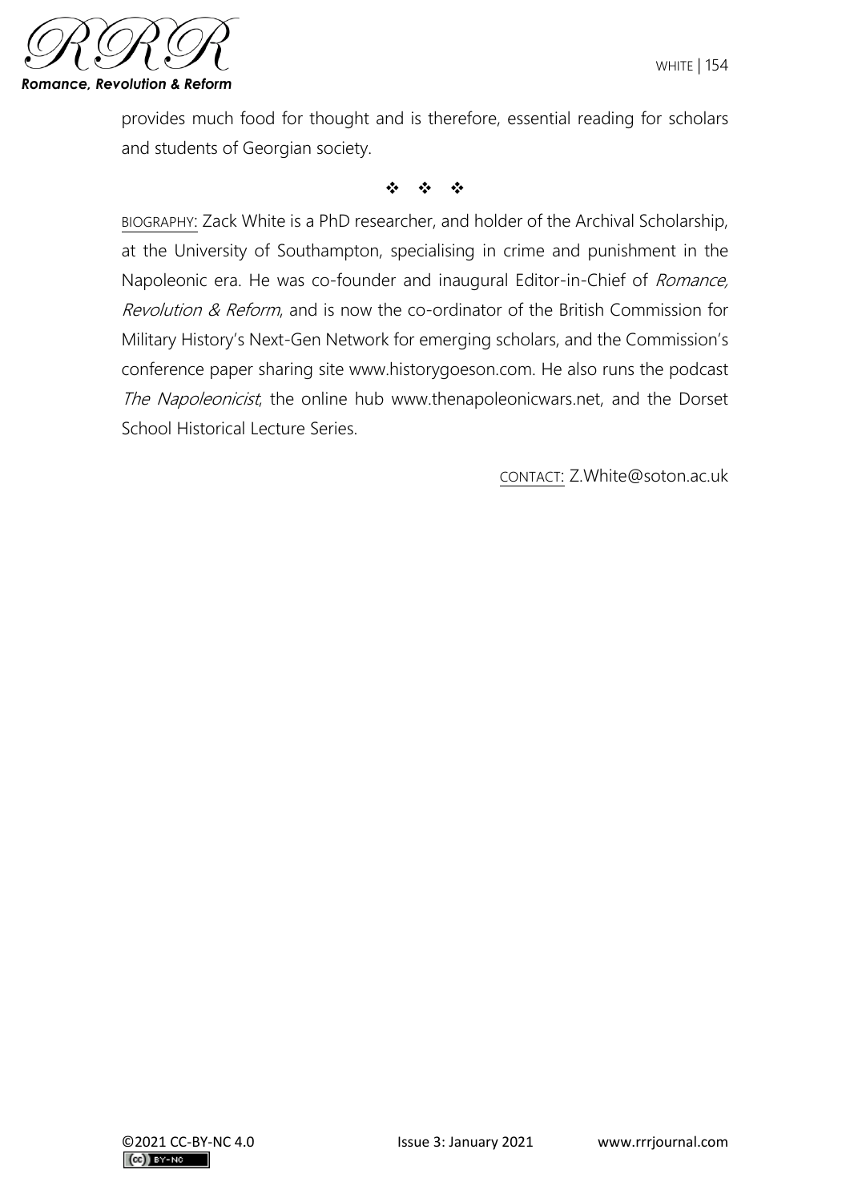provides much food for thought and is therefore, essential reading for scholars and students of Georgian society.

❖ ❖ ❖

BIOGRAPHY: Zack White is a PhD researcher, and holder of the Archival Scholarship, at the University of Southampton, specialising in crime and punishment in the Napoleonic era. He was co-founder and inaugural Editor-in-Chief of *Romance, Revolution & Reform*, and is now the co-ordinator of the British Commission for Military History's Next-Gen Network for emerging scholars, and the Commission's conference paper sharing site www.historygoeson.com. He also runs the podcast *The Napoleonicist*, the online hub www.thenapoleonicwars.net, and the Dorset School Historical Lecture Series.

CONTACT: Z.White@soton.ac.uk